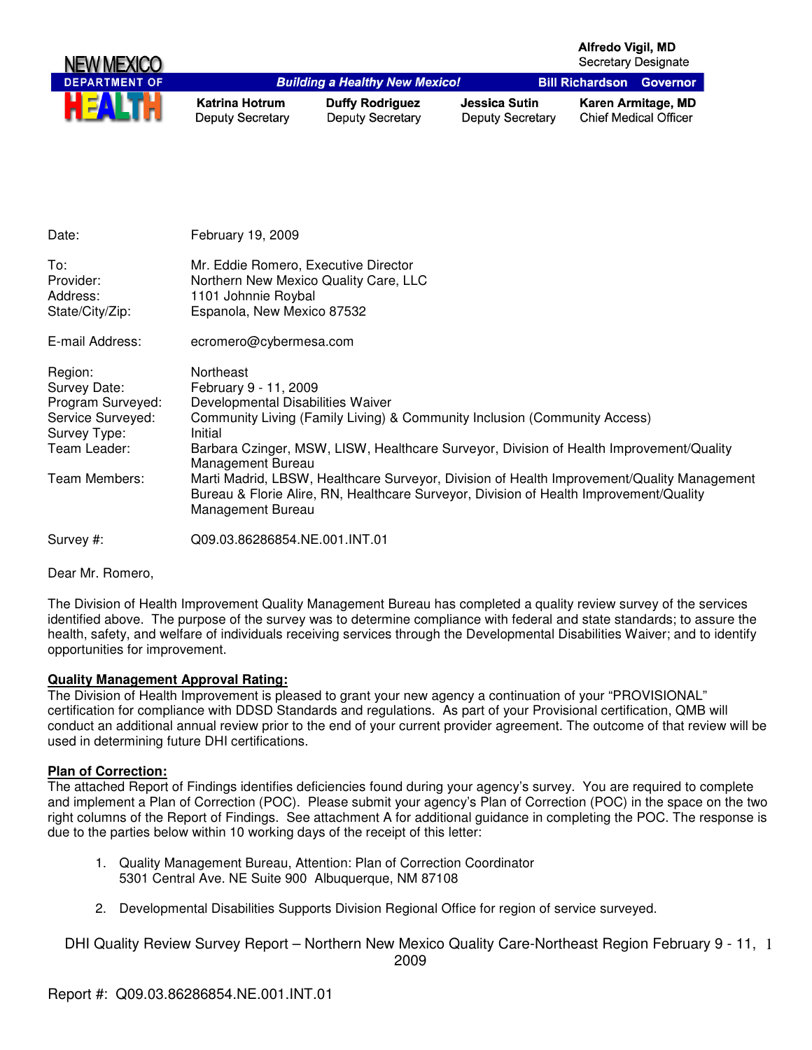NEW MEXICO DEPARTMENT OF HEALTH

**Alfredo Vigil, MD**
Secretary Designate

***Building a Healthy New Mexico!***

**Bill Richardson Governor**

| **Katrina Hotrum** | **Duffy Rodriguez** | **Jessica Sutin** | **Karen Armitage, MD** |
|---|---|---|---|
| Deputy Secretary | Deputy Secretary | Deputy Secretary | Chief Medical Officer |

| | |
|---|---|
| Date: | February 19, 2009 |
| To: | Mr. Eddie Romero, Executive Director |
| Provider: | Northern New Mexico Quality Care, LLC |
| Address: | 1101 Johnnie Roybal |
| State/City/Zip: | Espanola, New Mexico 87532 |
| E-mail Address: | ecromero@cybermesa.com |
| Region: | Northeast |
| Survey Date: | February 9 - 11, 2009 |
| Program Surveyed: | Developmental Disabilities Waiver |
| Service Surveyed: | Community Living (Family Living) & Community Inclusion (Community Access) |
| Survey Type: | Initial |
| Team Leader: | Barbara Czinger, MSW, LISW, Healthcare Surveyor, Division of Health Improvement/Quality Management Bureau |
| Team Members: | Marti Madrid, LBSW, Healthcare Surveyor, Division of Health Improvement/Quality Management Bureau & Florie Alire, RN, Healthcare Surveyor, Division of Health Improvement/Quality Management Bureau |
| Survey #: | Q09.03.86286854.NE.001.INT.01 |

Dear Mr. Romero,

The Division of Health Improvement Quality Management Bureau has completed a quality review survey of the services identified above. The purpose of the survey was to determine compliance with federal and state standards; to assure the health, safety, and welfare of individuals receiving services through the Developmental Disabilities Waiver; and to identify opportunities for improvement.

**Quality Management Approval Rating:**
The Division of Health Improvement is pleased to grant your new agency a continuation of your "PROVISIONAL" certification for compliance with DDSD Standards and regulations. As part of your Provisional certification, QMB will conduct an additional annual review prior to the end of your current provider agreement. The outcome of that review will be used in determining future DHI certifications.

**Plan of Correction:**
The attached Report of Findings identifies deficiencies found during your agency's survey. You are required to complete and implement a Plan of Correction (POC). Please submit your agency's Plan of Correction (POC) in the space on the two right columns of the Report of Findings. See attachment A for additional guidance in completing the POC. The response is due to the parties below within 10 working days of the receipt of this letter:

1. Quality Management Bureau, Attention: Plan of Correction Coordinator
   5301 Central Ave. NE Suite 900 Albuquerque, NM 87108
2. Developmental Disabilities Supports Division Regional Office for region of service surveyed.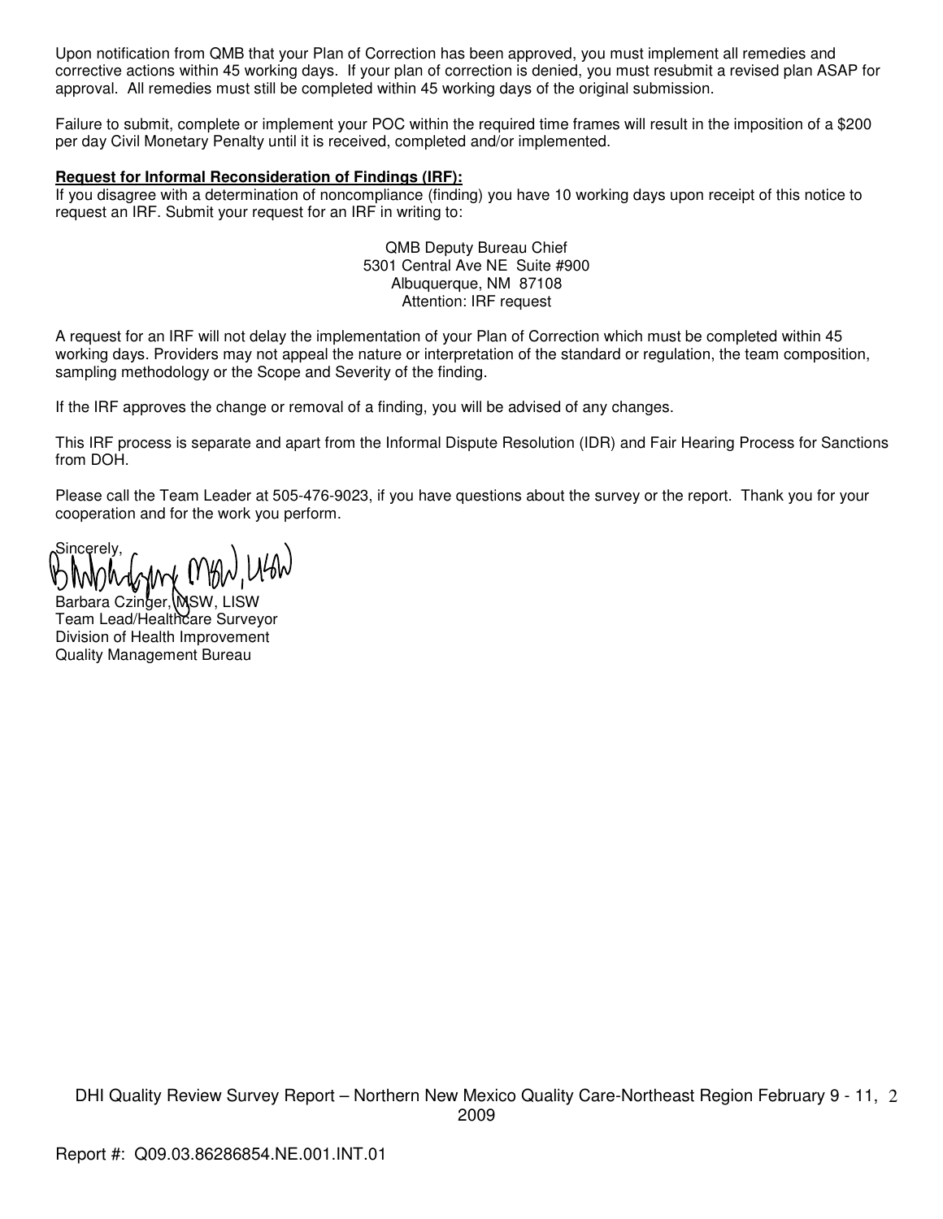Upon notification from QMB that your Plan of Correction has been approved, you must implement all remedies and corrective actions within 45 working days. If your plan of correction is denied, you must resubmit a revised plan ASAP for approval. All remedies must still be completed within 45 working days of the original submission.

Failure to submit, complete or implement your POC within the required time frames will result in the imposition of a $200 per day Civil Monetary Penalty until it is received, completed and/or implemented.

**Request for Informal Reconsideration of Findings (IRF):**
If you disagree with a determination of noncompliance (finding) you have 10 working days upon receipt of this notice to request an IRF. Submit your request for an IRF in writing to:

QMB Deputy Bureau Chief
5301 Central Ave NE Suite #900
Albuquerque, NM 87108
Attention: IRF request

A request for an IRF will not delay the implementation of your Plan of Correction which must be completed within 45 working days. Providers may not appeal the nature or interpretation of the standard or regulation, the team composition, sampling methodology or the Scope and Severity of the finding.

If the IRF approves the change or removal of a finding, you will be advised of any changes.

This IRF process is separate and apart from the Informal Dispute Resolution (IDR) and Fair Hearing Process for Sanctions from DOH.

Please call the Team Leader at 505-476-9023, if you have questions about the survey or the report. Thank you for your cooperation and for the work you perform.

Sincerely,

Barbara Czinger, MSW, LISW
Team Lead/Healthcare Surveyor
Division of Health Improvement
Quality Management Bureau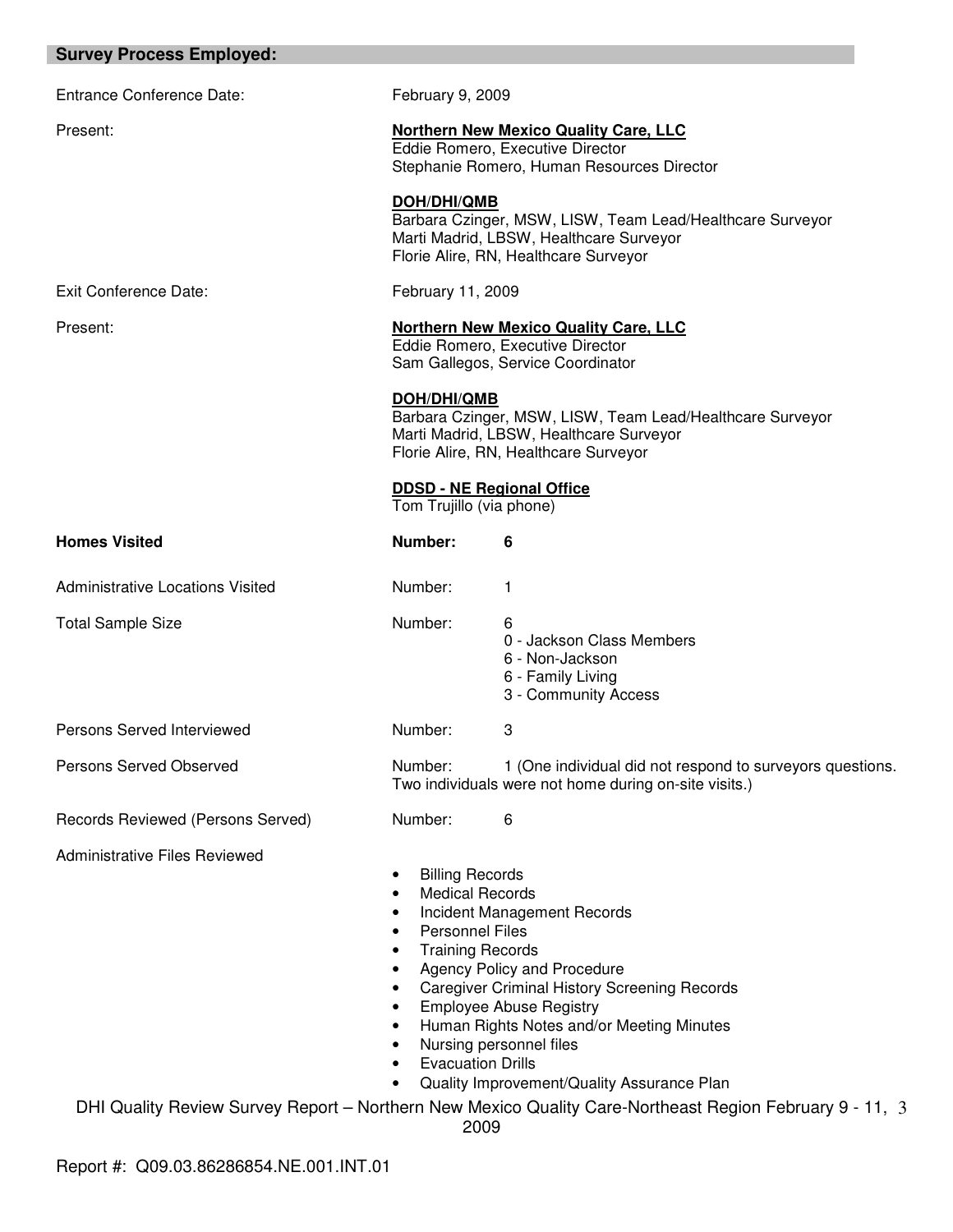## Survey Process Employed:

Entrance Conference Date: February 9, 2009

Present:

**Northern New Mexico Quality Care, LLC**
Eddie Romero, Executive Director
Stephanie Romero, Human Resources Director

**DOH/DHI/QMB**
Barbara Czinger, MSW, LISW, Team Lead/Healthcare Surveyor
Marti Madrid, LBSW, Healthcare Surveyor
Florie Alire, RN, Healthcare Surveyor

Exit Conference Date: February 11, 2009

Present:

**Northern New Mexico Quality Care, LLC**
Eddie Romero, Executive Director
Sam Gallegos, Service Coordinator

**DOH/DHI/QMB**
Barbara Czinger, MSW, LISW, Team Lead/Healthcare Surveyor
Marti Madrid, LBSW, Healthcare Surveyor
Florie Alire, RN, Healthcare Surveyor

**DDSD - NE Regional Office**
Tom Trujillo (via phone)

**Homes Visited** **Number: 6**

Administrative Locations Visited Number: 1

Total Sample Size Number: 6
- 0 - Jackson Class Members
- 6 - Non-Jackson
- 6 - Family Living
- 3 - Community Access

Persons Served Interviewed Number: 3

Persons Served Observed Number: 1 (One individual did not respond to surveyors questions. Two individuals were not home during on-site visits.)

Records Reviewed (Persons Served) Number: 6

Administrative Files Reviewed

- Billing Records
- Medical Records
- Incident Management Records
- Personnel Files
- Training Records
- Agency Policy and Procedure
- Caregiver Criminal History Screening Records
- Employee Abuse Registry
- Human Rights Notes and/or Meeting Minutes
- Nursing personnel files
- Evacuation Drills
- Quality Improvement/Quality Assurance Plan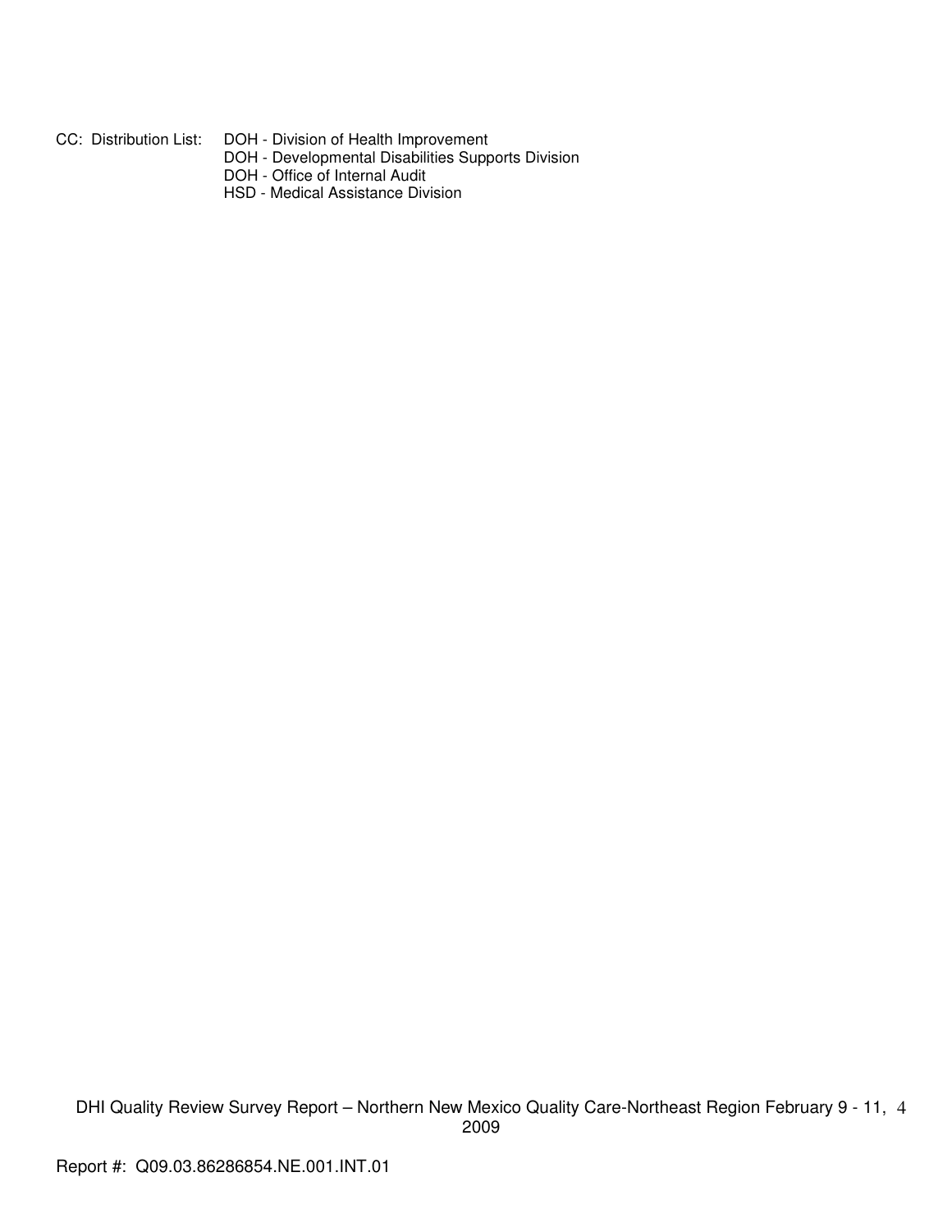CC: Distribution List: DOH - Division of Health Improvement
DOH - Developmental Disabilities Supports Division
DOH - Office of Internal Audit
HSD - Medical Assistance Division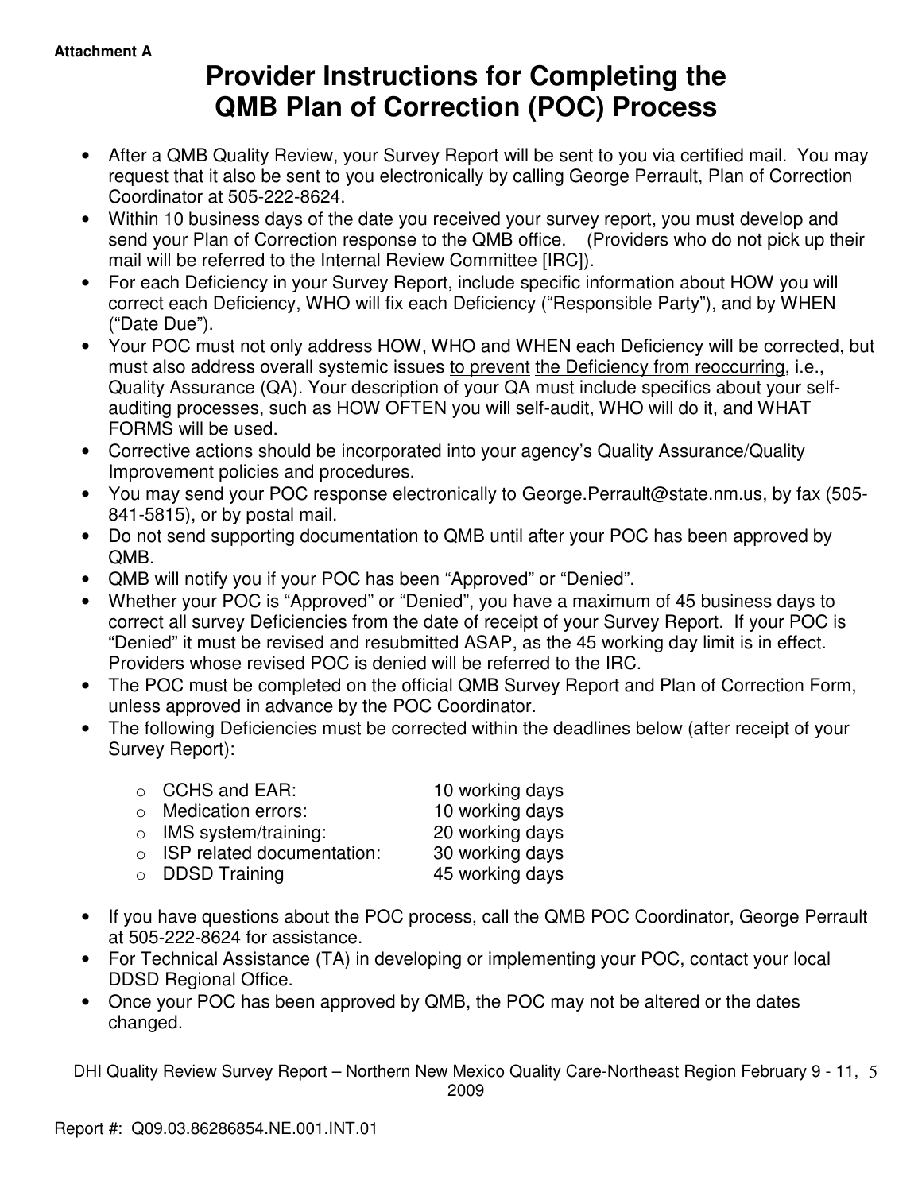Attachment A

# Provider Instructions for Completing the QMB Plan of Correction (POC) Process

- After a QMB Quality Review, your Survey Report will be sent to you via certified mail. You may request that it also be sent to you electronically by calling George Perrault, Plan of Correction Coordinator at 505-222-8624.
- Within 10 business days of the date you received your survey report, you must develop and send your Plan of Correction response to the QMB office. (Providers who do not pick up their mail will be referred to the Internal Review Committee [IRC]).
- For each Deficiency in your Survey Report, include specific information about HOW you will correct each Deficiency, WHO will fix each Deficiency ("Responsible Party"), and by WHEN ("Date Due").
- Your POC must not only address HOW, WHO and WHEN each Deficiency will be corrected, but must also address overall systemic issues <u>to prevent</u> <u>the Deficiency from reoccurring</u>, i.e., Quality Assurance (QA). Your description of your QA must include specifics about your self-auditing processes, such as HOW OFTEN you will self-audit, WHO will do it, and WHAT FORMS will be used.
- Corrective actions should be incorporated into your agency's Quality Assurance/Quality Improvement policies and procedures.
- You may send your POC response electronically to George.Perrault@state.nm.us, by fax (505-841-5815), or by postal mail.
- Do not send supporting documentation to QMB until after your POC has been approved by QMB.
- QMB will notify you if your POC has been "Approved" or "Denied".
- Whether your POC is "Approved" or "Denied", you have a maximum of 45 business days to correct all survey Deficiencies from the date of receipt of your Survey Report. If your POC is "Denied" it must be revised and resubmitted ASAP, as the 45 working day limit is in effect. Providers whose revised POC is denied will be referred to the IRC.
- The POC must be completed on the official QMB Survey Report and Plan of Correction Form, unless approved in advance by the POC Coordinator.
- The following Deficiencies must be corrected within the deadlines below (after receipt of your Survey Report):
  - CCHS and EAR: 10 working days
  - Medication errors: 10 working days
  - IMS system/training: 20 working days
  - ISP related documentation: 30 working days
  - DDSD Training 45 working days
- If you have questions about the POC process, call the QMB POC Coordinator, George Perrault at 505-222-8624 for assistance.
- For Technical Assistance (TA) in developing or implementing your POC, contact your local DDSD Regional Office.
- Once your POC has been approved by QMB, the POC may not be altered or the dates changed.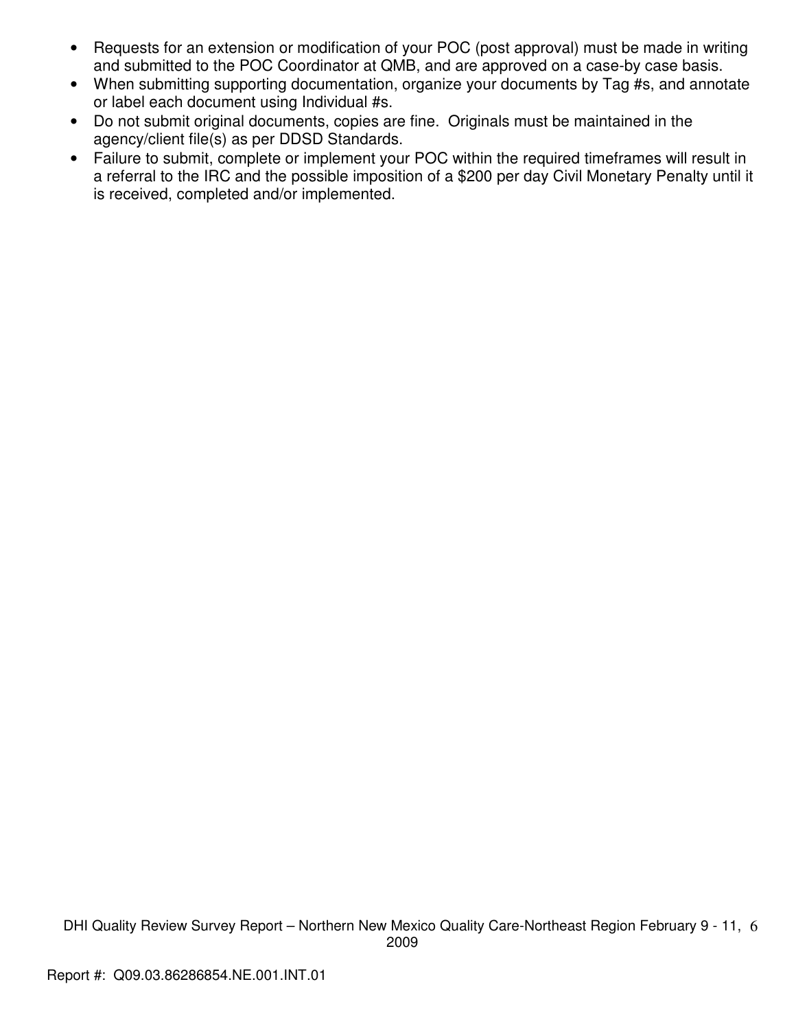- Requests for an extension or modification of your POC (post approval) must be made in writing and submitted to the POC Coordinator at QMB, and are approved on a case-by case basis.
- When submitting supporting documentation, organize your documents by Tag #s, and annotate or label each document using Individual #s.
- Do not submit original documents, copies are fine. Originals must be maintained in the agency/client file(s) as per DDSD Standards.
- Failure to submit, complete or implement your POC within the required timeframes will result in a referral to the IRC and the possible imposition of a $200 per day Civil Monetary Penalty until it is received, completed and/or implemented.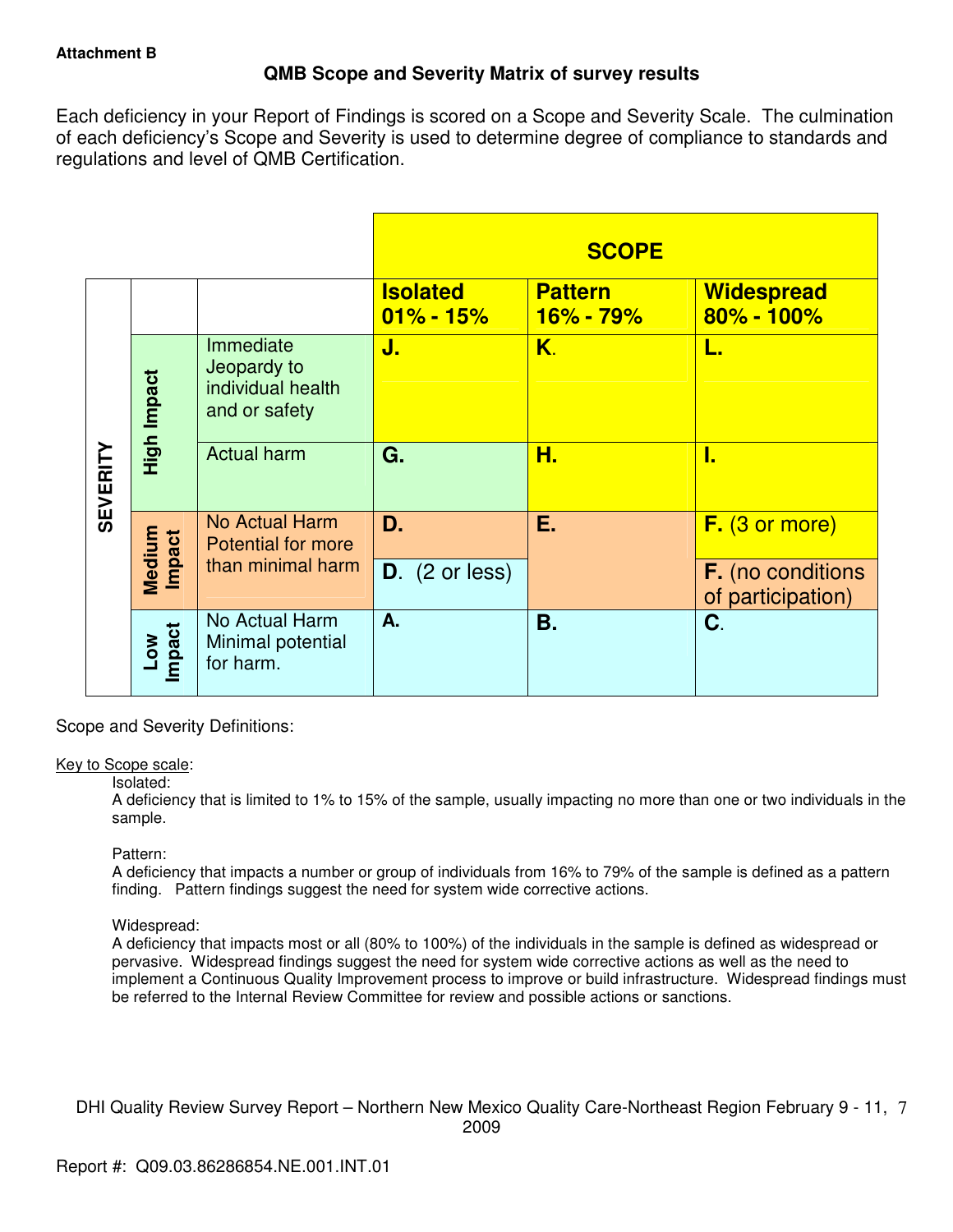**Attachment B**

## QMB Scope and Severity Matrix of survey results

Each deficiency in your Report of Findings is scored on a Scope and Severity Scale. The culmination of each deficiency's Scope and Severity is used to determine degree of compliance to standards and regulations and level of QMB Certification.

| SEVERITY | | | SCOPE | | |
|---|---|---|---|---|---|
| | | | **Isolated 01% - 15%** | **Pattern 16% - 79%** | **Widespread 80% - 100%** |
| | **High Impact** | Immediate Jeopardy to individual health and or safety | **J.** | **K.** | **L.** |
| | | Actual harm | **G.** | **H.** | **I.** |
| | **Medium Impact** | No Actual Harm Potential for more than minimal harm | **D.** | **E.** | **F.** (3 or more) |
| | | | **D.** (2 or less) | | **F.** (no conditions of participation) |
| | **Low Impact** | No Actual Harm Minimal potential for harm. | **A.** | **B.** | **C.** |

Scope and Severity Definitions:

<u>Key to Scope scale</u>:

Isolated:
A deficiency that is limited to 1% to 15% of the sample, usually impacting no more than one or two individuals in the sample.

Pattern:
A deficiency that impacts a number or group of individuals from 16% to 79% of the sample is defined as a pattern finding. Pattern findings suggest the need for system wide corrective actions.

Widespread:
A deficiency that impacts most or all (80% to 100%) of the individuals in the sample is defined as widespread or pervasive. Widespread findings suggest the need for system wide corrective actions as well as the need to implement a Continuous Quality Improvement process to improve or build infrastructure. Widespread findings must be referred to the Internal Review Committee for review and possible actions or sanctions.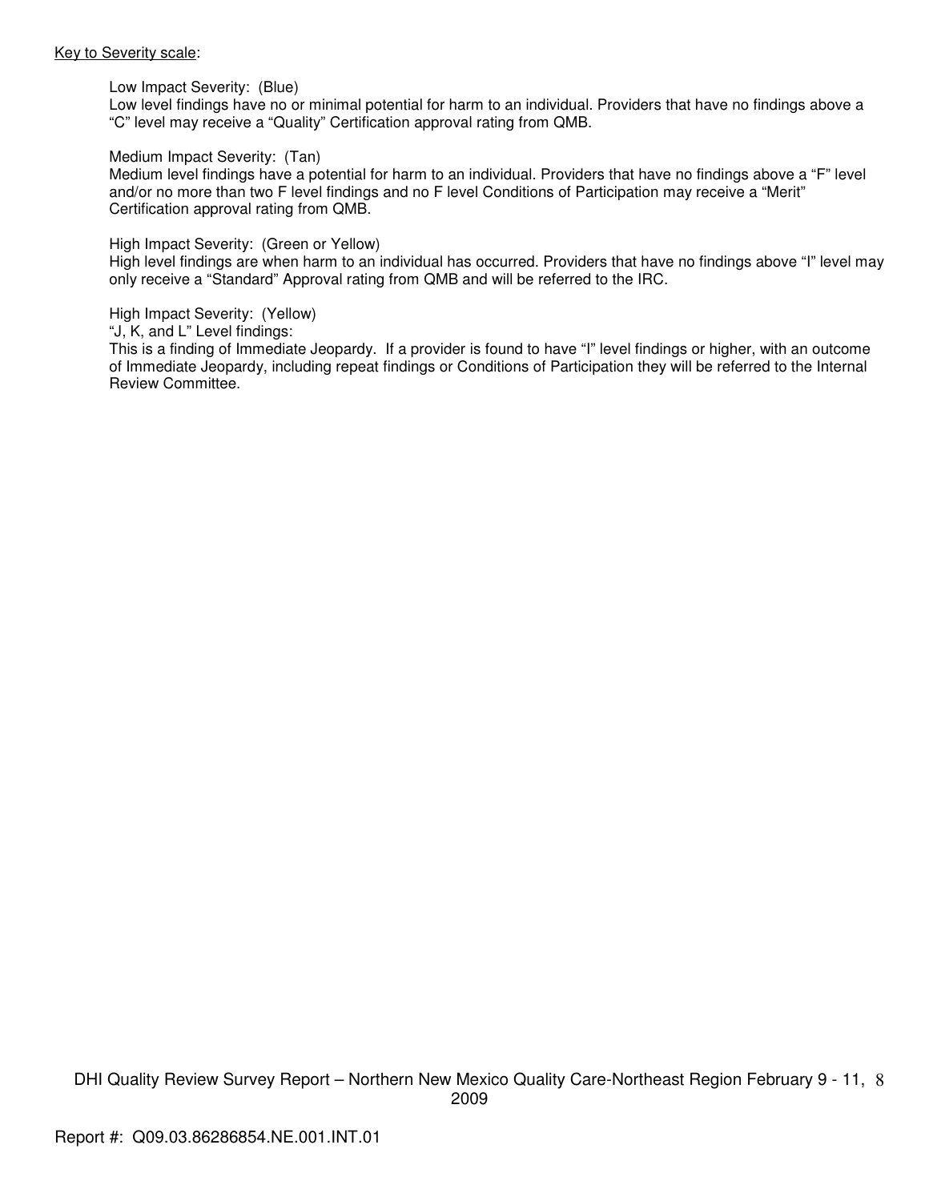<u>Key to Severity scale</u>:

Low Impact Severity: (Blue)
Low level findings have no or minimal potential for harm to an individual. Providers that have no findings above a "C" level may receive a "Quality" Certification approval rating from QMB.

Medium Impact Severity: (Tan)
Medium level findings have a potential for harm to an individual. Providers that have no findings above a "F" level and/or no more than two F level findings and no F level Conditions of Participation may receive a "Merit" Certification approval rating from QMB.

High Impact Severity: (Green or Yellow)
High level findings are when harm to an individual has occurred. Providers that have no findings above "I" level may only receive a "Standard" Approval rating from QMB and will be referred to the IRC.

High Impact Severity: (Yellow)
"J, K, and L" Level findings:
This is a finding of Immediate Jeopardy. If a provider is found to have "I" level findings or higher, with an outcome of Immediate Jeopardy, including repeat findings or Conditions of Participation they will be referred to the Internal Review Committee.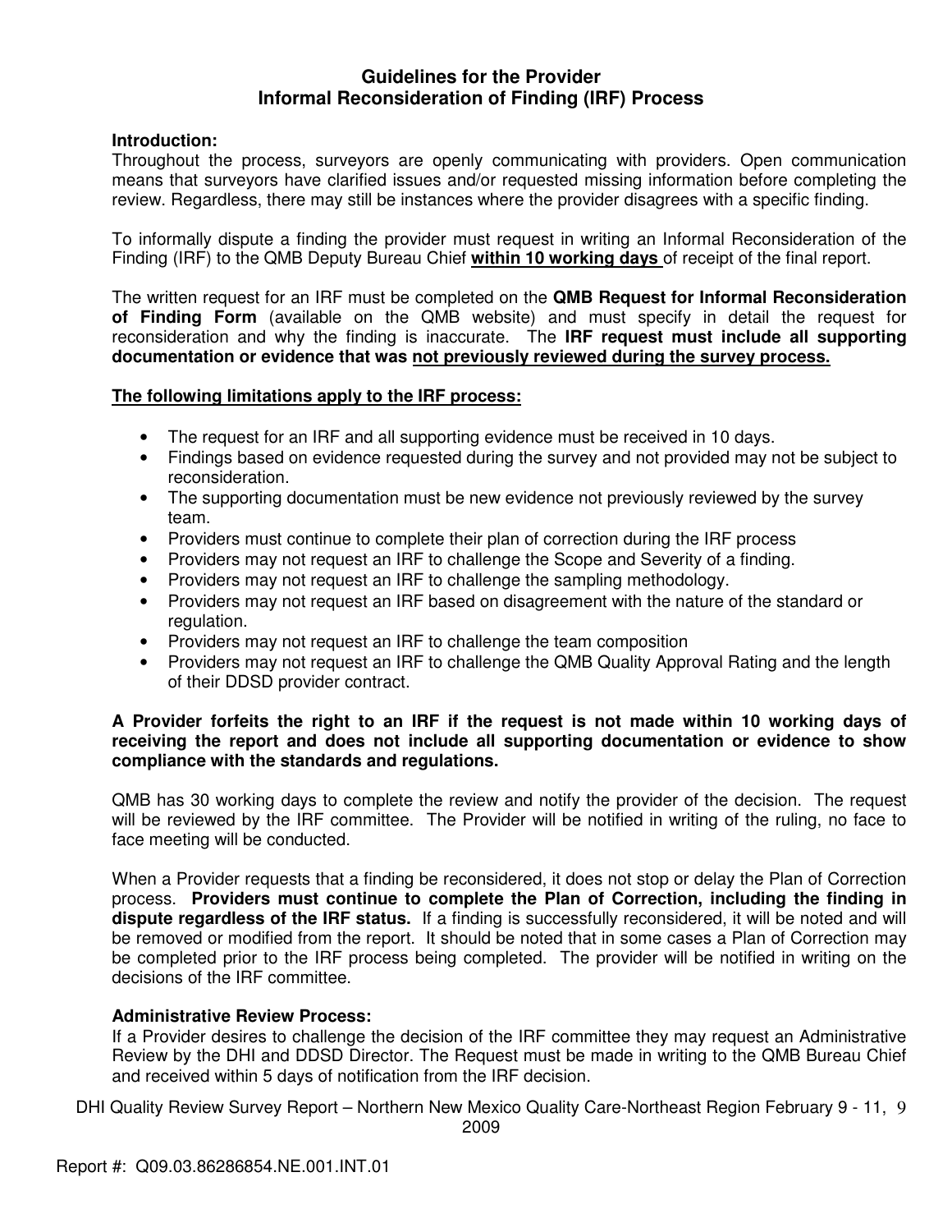# Guidelines for the Provider
## Informal Reconsideration of Finding (IRF) Process

**Introduction:**
Throughout the process, surveyors are openly communicating with providers. Open communication means that surveyors have clarified issues and/or requested missing information before completing the review. Regardless, there may still be instances where the provider disagrees with a specific finding.

To informally dispute a finding the provider must request in writing an Informal Reconsideration of the Finding (IRF) to the QMB Deputy Bureau Chief **within 10 working days** of receipt of the final report.

The written request for an IRF must be completed on the **QMB Request for Informal Reconsideration of Finding Form** (available on the QMB website) and must specify in detail the request for reconsideration and why the finding is inaccurate. The **IRF request must include all supporting documentation or evidence that was not previously reviewed during the survey process.**

**The following limitations apply to the IRF process:**

- The request for an IRF and all supporting evidence must be received in 10 days.
- Findings based on evidence requested during the survey and not provided may not be subject to reconsideration.
- The supporting documentation must be new evidence not previously reviewed by the survey team.
- Providers must continue to complete their plan of correction during the IRF process
- Providers may not request an IRF to challenge the Scope and Severity of a finding.
- Providers may not request an IRF to challenge the sampling methodology.
- Providers may not request an IRF based on disagreement with the nature of the standard or regulation.
- Providers may not request an IRF to challenge the team composition
- Providers may not request an IRF to challenge the QMB Quality Approval Rating and the length of their DDSD provider contract.

**A Provider forfeits the right to an IRF if the request is not made within 10 working days of receiving the report and does not include all supporting documentation or evidence to show compliance with the standards and regulations.**

QMB has 30 working days to complete the review and notify the provider of the decision. The request will be reviewed by the IRF committee. The Provider will be notified in writing of the ruling, no face to face meeting will be conducted.

When a Provider requests that a finding be reconsidered, it does not stop or delay the Plan of Correction process. **Providers must continue to complete the Plan of Correction, including the finding in dispute regardless of the IRF status.** If a finding is successfully reconsidered, it will be noted and will be removed or modified from the report. It should be noted that in some cases a Plan of Correction may be completed prior to the IRF process being completed. The provider will be notified in writing on the decisions of the IRF committee.

**Administrative Review Process:**
If a Provider desires to challenge the decision of the IRF committee they may request an Administrative Review by the DHI and DDSD Director. The Request must be made in writing to the QMB Bureau Chief and received within 5 days of notification from the IRF decision.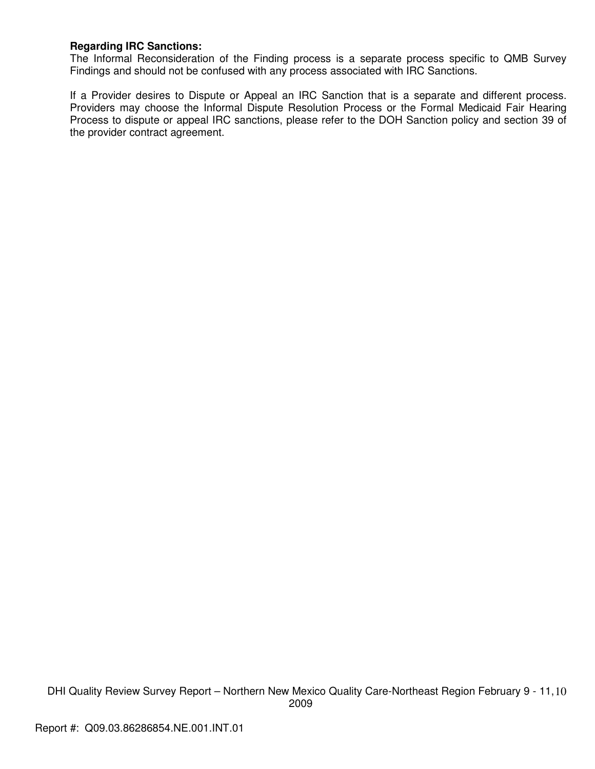**Regarding IRC Sanctions:**
The Informal Reconsideration of the Finding process is a separate process specific to QMB Survey Findings and should not be confused with any process associated with IRC Sanctions.

If a Provider desires to Dispute or Appeal an IRC Sanction that is a separate and different process. Providers may choose the Informal Dispute Resolution Process or the Formal Medicaid Fair Hearing Process to dispute or appeal IRC sanctions, please refer to the DOH Sanction policy and section 39 of the provider contract agreement.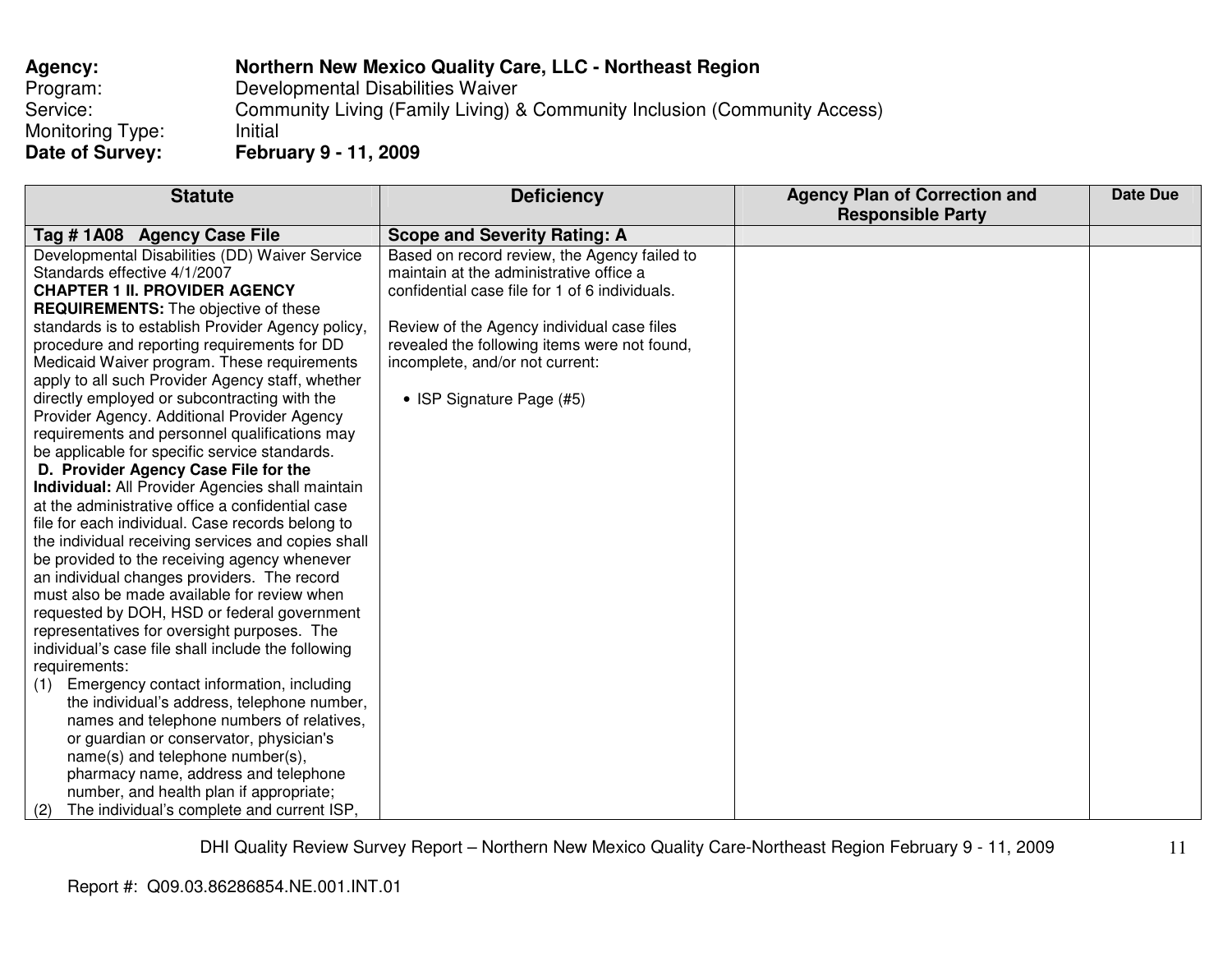**Agency:** **Northern New Mexico Quality Care, LLC - Northeast Region**
Program: Developmental Disabilities Waiver
Service: Community Living (Family Living) & Community Inclusion (Community Access)
Monitoring Type: Initial
**Date of Survey:** **February 9 - 11, 2009**

| Statute | Deficiency | Agency Plan of Correction and Responsible Party | Date Due |
|---|---|---|---|
| **Tag # 1A08 Agency Case File** | **Scope and Severity Rating: A** | | |
| Developmental Disabilities (DD) Waiver Service Standards effective 4/1/2007<br>**CHAPTER 1 II. PROVIDER AGENCY REQUIREMENTS:** The objective of these standards is to establish Provider Agency policy, procedure and reporting requirements for DD Medicaid Waiver program. These requirements apply to all such Provider Agency staff, whether directly employed or subcontracting with the Provider Agency. Additional Provider Agency requirements and personnel qualifications may be applicable for specific service standards.<br>**D. Provider Agency Case File for the Individual:** All Provider Agencies shall maintain at the administrative office a confidential case file for each individual. Case records belong to the individual receiving services and copies shall be provided to the receiving agency whenever an individual changes providers. The record must also be made available for review when requested by DOH, HSD or federal government representatives for oversight purposes. The individual's case file shall include the following requirements:<br>(1) Emergency contact information, including the individual's address, telephone number, names and telephone numbers of relatives, or guardian or conservator, physician's name(s) and telephone number(s), pharmacy name, address and telephone number, and health plan if appropriate;<br>(2) The individual's complete and current ISP, | Based on record review, the Agency failed to maintain at the administrative office a confidential case file for 1 of 6 individuals.<br><br>Review of the Agency individual case files revealed the following items were not found, incomplete, and/or not current:<br><br>• ISP Signature Page (#5) | | |

Report #: Q09.03.86286854.NE.001.INT.01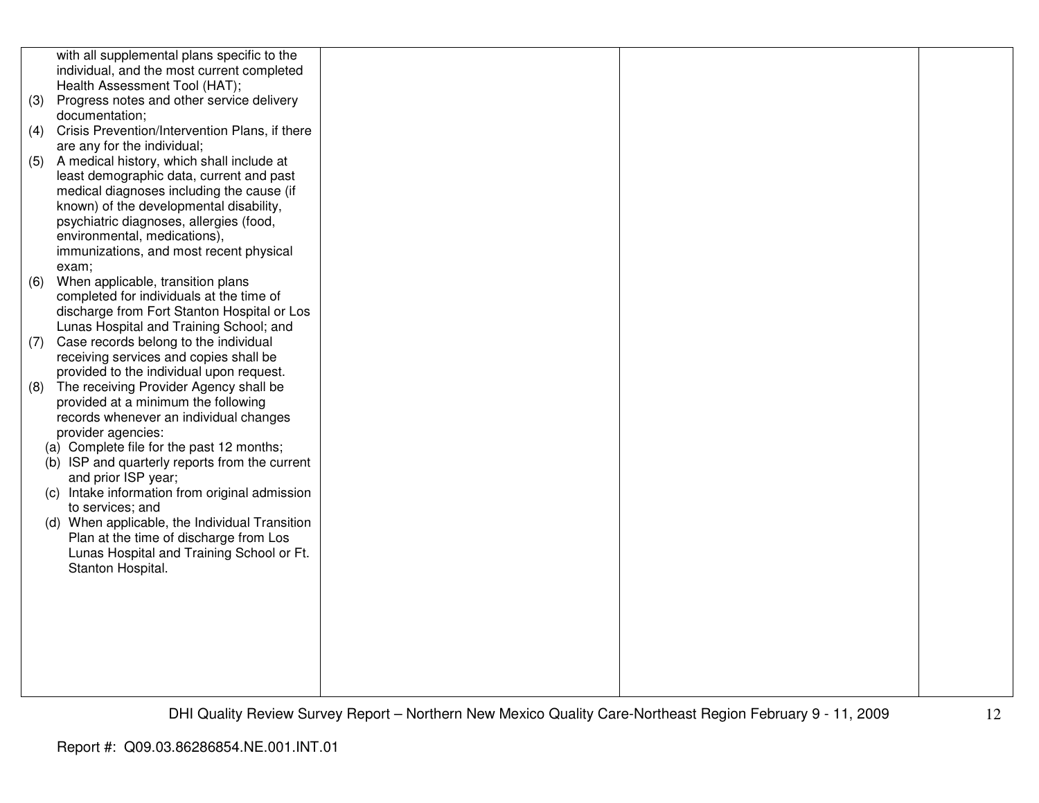| | | | |
|---|---|---|---|
| with all supplemental plans specific to the individual, and the most current completed Health Assessment Tool (HAT);<br>(3) Progress notes and other service delivery documentation;<br>(4) Crisis Prevention/Intervention Plans, if there are any for the individual;<br>(5) A medical history, which shall include at least demographic data, current and past medical diagnoses including the cause (if known) of the developmental disability, psychiatric diagnoses, allergies (food, environmental, medications), immunizations, and most recent physical exam;<br>(6) When applicable, transition plans completed for individuals at the time of discharge from Fort Stanton Hospital or Los Lunas Hospital and Training School; and<br>(7) Case records belong to the individual receiving services and copies shall be provided to the individual upon request.<br>(8) The receiving Provider Agency shall be provided at a minimum the following records whenever an individual changes provider agencies:<br>(a) Complete file for the past 12 months;<br>(b) ISP and quarterly reports from the current and prior ISP year;<br>(c) Intake information from original admission to services; and<br>(d) When applicable, the Individual Transition Plan at the time of discharge from Los Lunas Hospital and Training School or Ft. Stanton Hospital. | | | |

Report #: Q09.03.86286854.NE.001.INT.01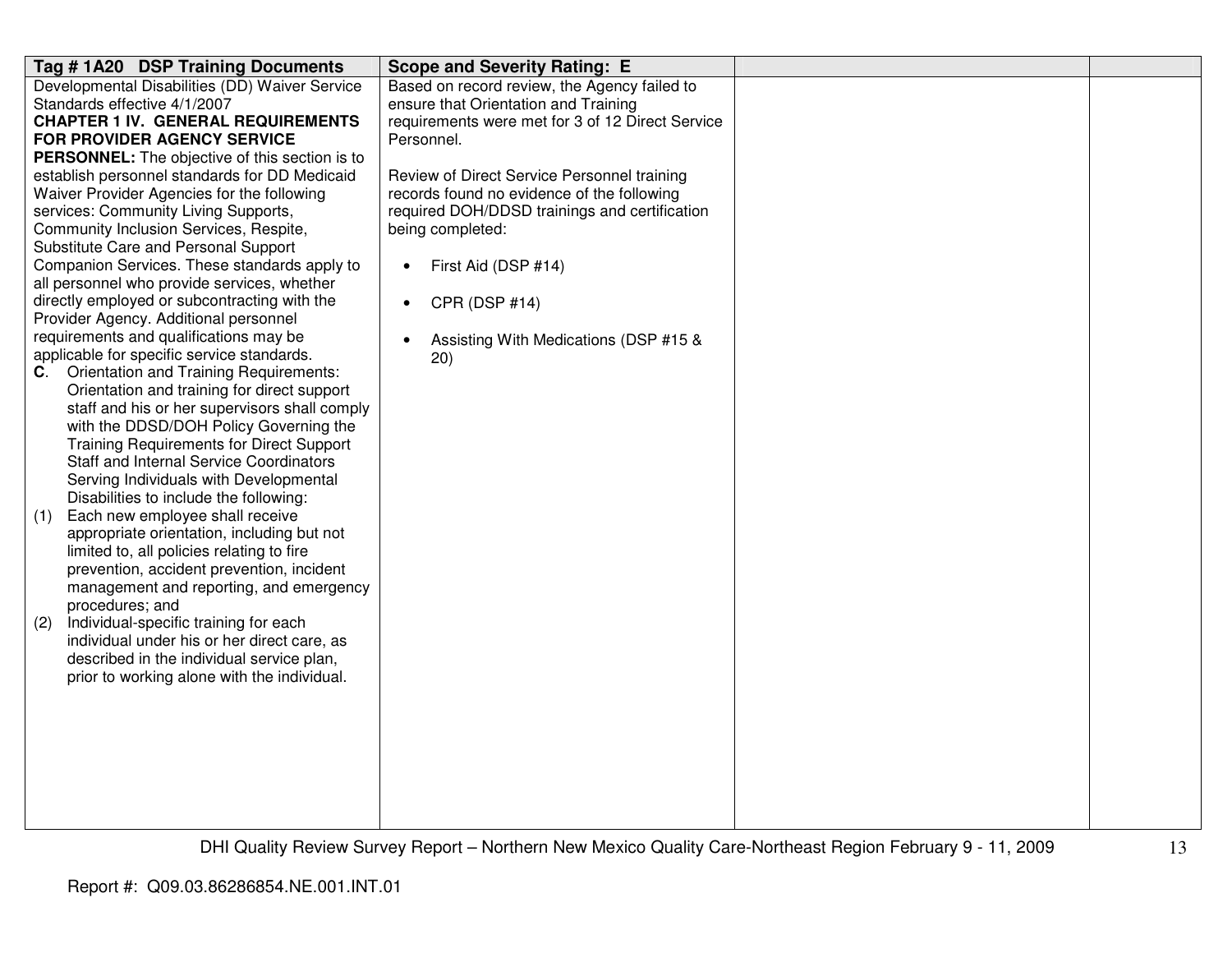| Tag # 1A20 DSP Training Documents | Scope and Severity Rating: E | | |
|---|---|---|---|
| Developmental Disabilities (DD) Waiver Service Standards effective 4/1/2007<br>**CHAPTER 1 IV. GENERAL REQUIREMENTS FOR PROVIDER AGENCY SERVICE PERSONNEL:** The objective of this section is to establish personnel standards for DD Medicaid Waiver Provider Agencies for the following services: Community Living Supports, Community Inclusion Services, Respite, Substitute Care and Personal Support Companion Services. These standards apply to all personnel who provide services, whether directly employed or subcontracting with the Provider Agency. Additional personnel requirements and qualifications may be applicable for specific service standards.<br>**C**. Orientation and Training Requirements: Orientation and training for direct support staff and his or her supervisors shall comply with the DDSD/DOH Policy Governing the Training Requirements for Direct Support Staff and Internal Service Coordinators Serving Individuals with Developmental Disabilities to include the following:<br>(1) Each new employee shall receive appropriate orientation, including but not limited to, all policies relating to fire prevention, accident prevention, incident management and reporting, and emergency procedures; and<br>(2) Individual-specific training for each individual under his or her direct care, as described in the individual service plan, prior to working alone with the individual. | Based on record review, the Agency failed to ensure that Orientation and Training requirements were met for 3 of 12 Direct Service Personnel.<br><br>Review of Direct Service Personnel training records found no evidence of the following required DOH/DDSD trainings and certification being completed:<br><br>• First Aid (DSP #14)<br><br>• CPR (DSP #14)<br><br>• Assisting With Medications (DSP #15 & 20) | | |

Report #: Q09.03.86286854.NE.001.INT.01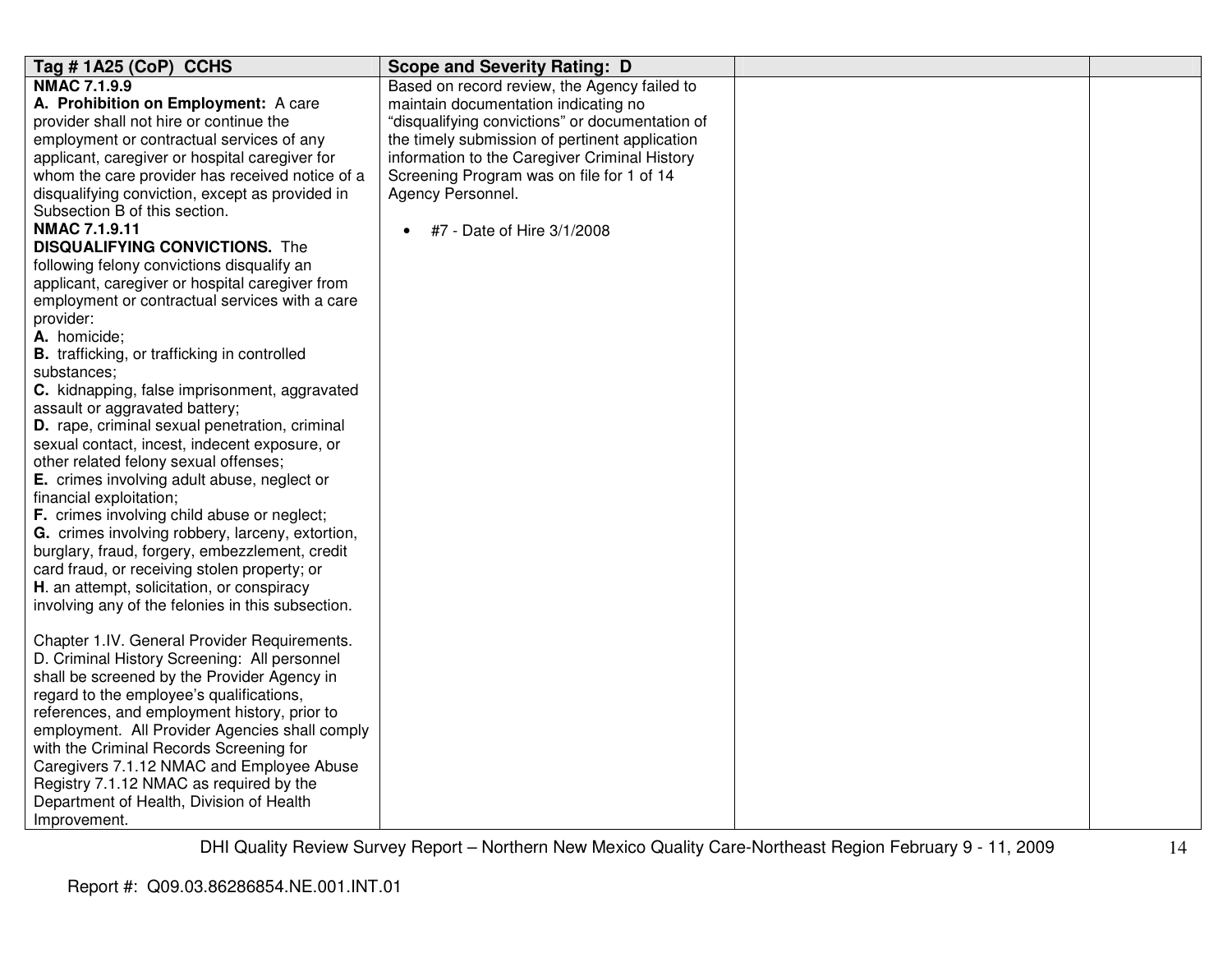| Tag # 1A25 (CoP) CCHS | Scope and Severity Rating: D | | |
|---|---|---|---|
| **NMAC 7.1.9.9**<br>**A. Prohibition on Employment:** A care provider shall not hire or continue the employment or contractual services of any applicant, caregiver or hospital caregiver for whom the care provider has received notice of a disqualifying conviction, except as provided in Subsection B of this section.<br>**NMAC 7.1.9.11**<br>**DISQUALIFYING CONVICTIONS.** The following felony convictions disqualify an applicant, caregiver or hospital caregiver from employment or contractual services with a care provider:<br>**A.** homicide;<br>**B.** trafficking, or trafficking in controlled substances;<br>**C.** kidnapping, false imprisonment, aggravated assault or aggravated battery;<br>**D.** rape, criminal sexual penetration, criminal sexual contact, incest, indecent exposure, or other related felony sexual offenses;<br>**E.** crimes involving adult abuse, neglect or financial exploitation;<br>**F.** crimes involving child abuse or neglect;<br>**G.** crimes involving robbery, larceny, extortion, burglary, fraud, forgery, embezzlement, credit card fraud, or receiving stolen property; or<br>**H**. an attempt, solicitation, or conspiracy involving any of the felonies in this subsection.<br><br>Chapter 1.IV. General Provider Requirements. D. Criminal History Screening: All personnel shall be screened by the Provider Agency in regard to the employee's qualifications, references, and employment history, prior to employment. All Provider Agencies shall comply with the Criminal Records Screening for Caregivers 7.1.12 NMAC and Employee Abuse Registry 7.1.12 NMAC as required by the Department of Health, Division of Health Improvement. | Based on record review, the Agency failed to maintain documentation indicating no "disqualifying convictions" or documentation of the timely submission of pertinent application information to the Caregiver Criminal History Screening Program was on file for 1 of 14 Agency Personnel.<br><br>• #7 - Date of Hire 3/1/2008 | | |

Report #: Q09.03.86286854.NE.001.INT.01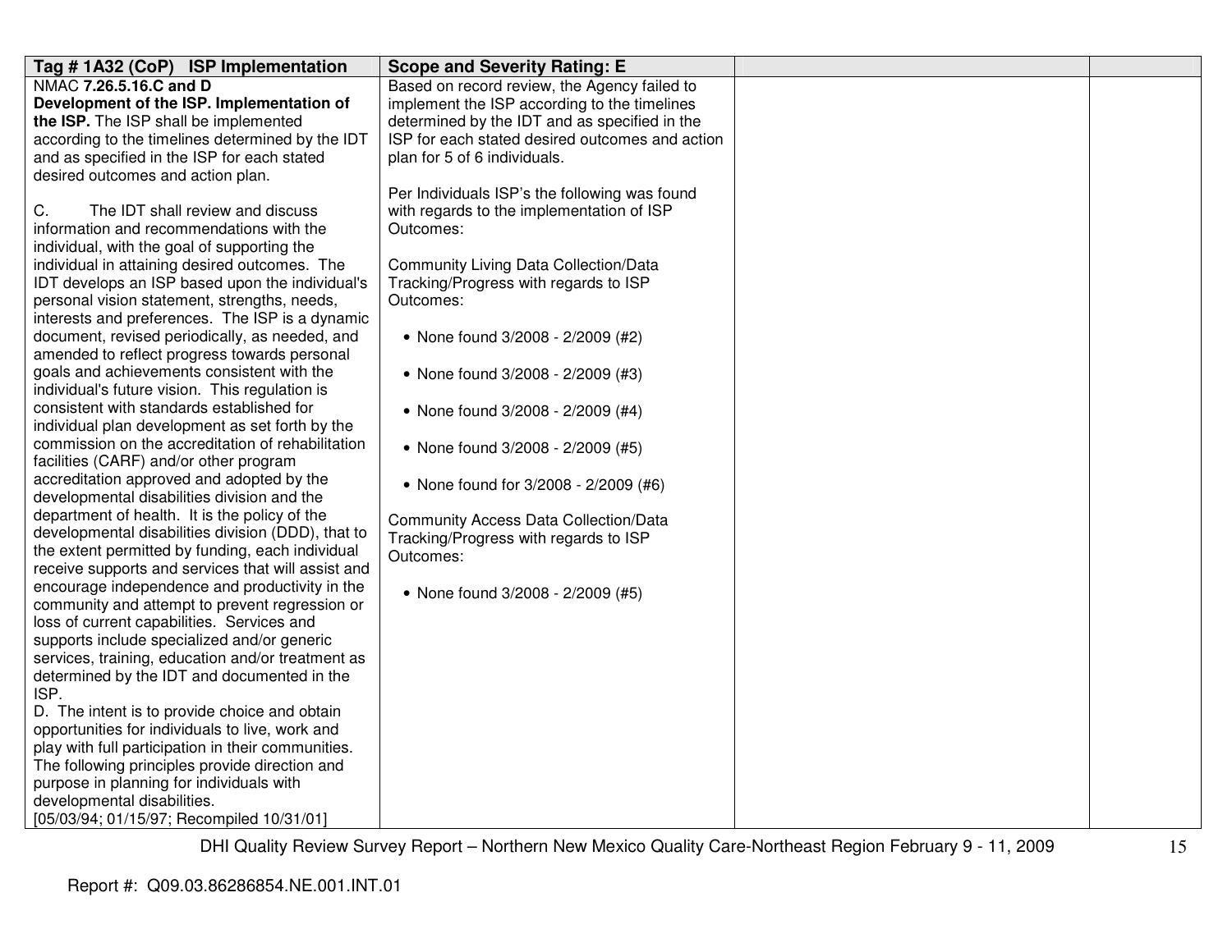| Tag # 1A32 (CoP) ISP Implementation | Scope and Severity Rating: E | | |
|---|---|---|---|
| NMAC **7.26.5.16.C and D**<br>**Development of the ISP. Implementation of the ISP.** The ISP shall be implemented according to the timelines determined by the IDT and as specified in the ISP for each stated desired outcomes and action plan.<br><br>C. The IDT shall review and discuss information and recommendations with the individual, with the goal of supporting the individual in attaining desired outcomes. The IDT develops an ISP based upon the individual's personal vision statement, strengths, needs, interests and preferences. The ISP is a dynamic document, revised periodically, as needed, and amended to reflect progress towards personal goals and achievements consistent with the individual's future vision. This regulation is consistent with standards established for individual plan development as set forth by the commission on the accreditation of rehabilitation facilities (CARF) and/or other program accreditation approved and adopted by the developmental disabilities division and the department of health. It is the policy of the developmental disabilities division (DDD), that to the extent permitted by funding, each individual receive supports and services that will assist and encourage independence and productivity in the community and attempt to prevent regression or loss of current capabilities. Services and supports include specialized and/or generic services, training, education and/or treatment as determined by the IDT and documented in the ISP.<br>D. The intent is to provide choice and obtain opportunities for individuals to live, work and play with full participation in their communities. The following principles provide direction and purpose in planning for individuals with developmental disabilities.<br>[05/03/94; 01/15/97; Recompiled 10/31/01] | Based on record review, the Agency failed to implement the ISP according to the timelines determined by the IDT and as specified in the ISP for each stated desired outcomes and action plan for 5 of 6 individuals.<br><br>Per Individuals ISP's the following was found with regards to the implementation of ISP Outcomes:<br><br>Community Living Data Collection/Data Tracking/Progress with regards to ISP Outcomes:<br><br>• None found 3/2008 - 2/2009 (#2)<br><br>• None found 3/2008 - 2/2009 (#3)<br><br>• None found 3/2008 - 2/2009 (#4)<br><br>• None found 3/2008 - 2/2009 (#5)<br><br>• None found for 3/2008 - 2/2009 (#6)<br><br>Community Access Data Collection/Data Tracking/Progress with regards to ISP Outcomes:<br><br>• None found 3/2008 - 2/2009 (#5) | | |

DHI Quality Review Survey Report – Northern New Mexico Quality Care-Northeast Region February 9 - 11, 2009

Report #: Q09.03.86286854.NE.001.INT.01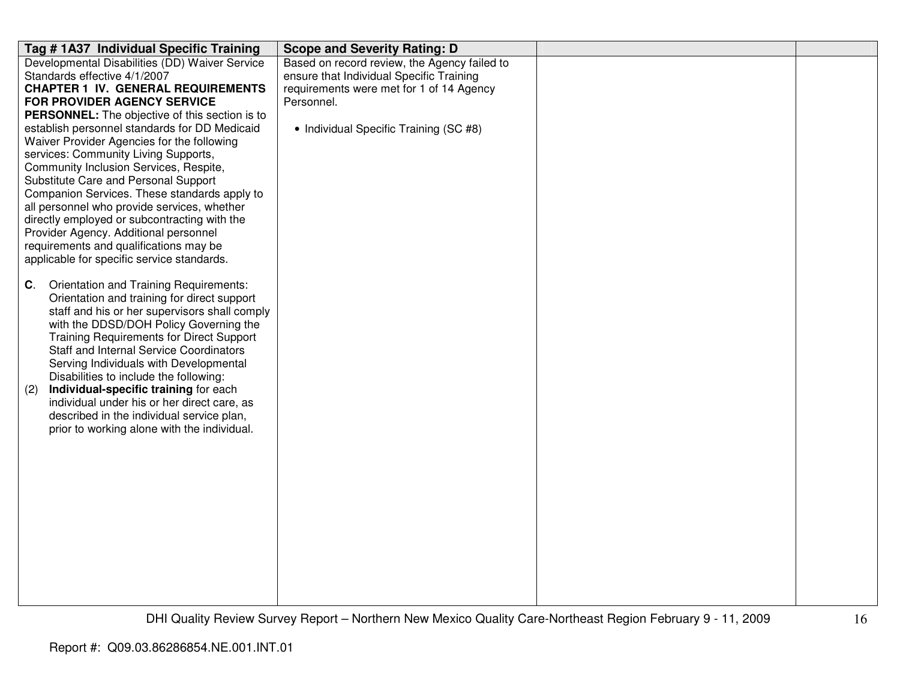| Tag # 1A37 Individual Specific Training | Scope and Severity Rating: D | | |
|---|---|---|---|
| Developmental Disabilities (DD) Waiver Service Standards effective 4/1/2007<br>**CHAPTER 1 IV. GENERAL REQUIREMENTS FOR PROVIDER AGENCY SERVICE PERSONNEL:** The objective of this section is to establish personnel standards for DD Medicaid Waiver Provider Agencies for the following services: Community Living Supports, Community Inclusion Services, Respite, Substitute Care and Personal Support Companion Services. These standards apply to all personnel who provide services, whether directly employed or subcontracting with the Provider Agency. Additional personnel requirements and qualifications may be applicable for specific service standards.<br><br>**C**. Orientation and Training Requirements: Orientation and training for direct support staff and his or her supervisors shall comply with the DDSD/DOH Policy Governing the Training Requirements for Direct Support Staff and Internal Service Coordinators Serving Individuals with Developmental Disabilities to include the following:<br>(2) **Individual-specific training** for each individual under his or her direct care, as described in the individual service plan, prior to working alone with the individual. | Based on record review, the Agency failed to ensure that Individual Specific Training requirements were met for 1 of 14 Agency Personnel.<br><br>• Individual Specific Training (SC #8) | | |

Report #: Q09.03.86286854.NE.001.INT.01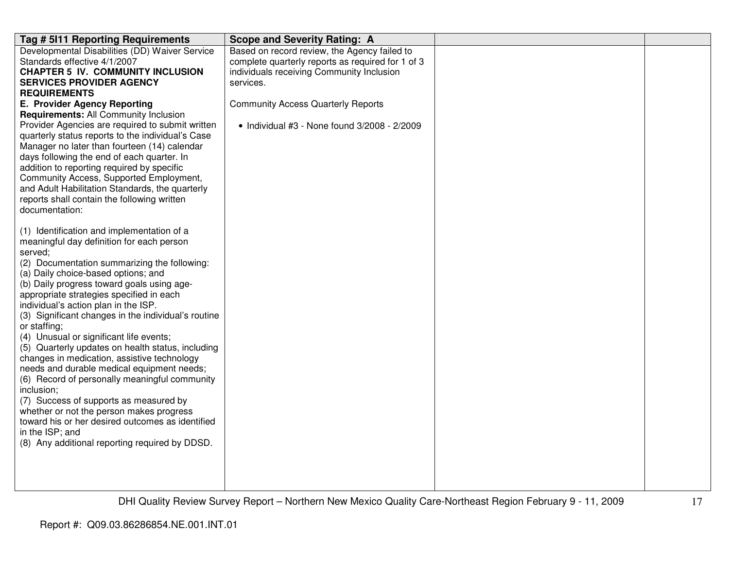| Tag # 5I11 Reporting Requirements | Scope and Severity Rating: A | | |
|---|---|---|---|
| Developmental Disabilities (DD) Waiver Service Standards effective 4/1/2007<br>**CHAPTER 5 IV. COMMUNITY INCLUSION SERVICES PROVIDER AGENCY REQUIREMENTS**<br>**E. Provider Agency Reporting Requirements:** All Community Inclusion Provider Agencies are required to submit written quarterly status reports to the individual's Case Manager no later than fourteen (14) calendar days following the end of each quarter. In addition to reporting required by specific Community Access, Supported Employment, and Adult Habilitation Standards, the quarterly reports shall contain the following written documentation:<br><br>(1) Identification and implementation of a meaningful day definition for each person served;<br>(2) Documentation summarizing the following:<br>(a) Daily choice-based options; and<br>(b) Daily progress toward goals using age-appropriate strategies specified in each individual's action plan in the ISP.<br>(3) Significant changes in the individual's routine or staffing;<br>(4) Unusual or significant life events;<br>(5) Quarterly updates on health status, including changes in medication, assistive technology needs and durable medical equipment needs;<br>(6) Record of personally meaningful community inclusion;<br>(7) Success of supports as measured by whether or not the person makes progress toward his or her desired outcomes as identified in the ISP; and<br>(8) Any additional reporting required by DDSD. | Based on record review, the Agency failed to complete quarterly reports as required for 1 of 3 individuals receiving Community Inclusion services.<br><br>Community Access Quarterly Reports<br><br>• Individual #3 - None found 3/2008 - 2/2009 | | |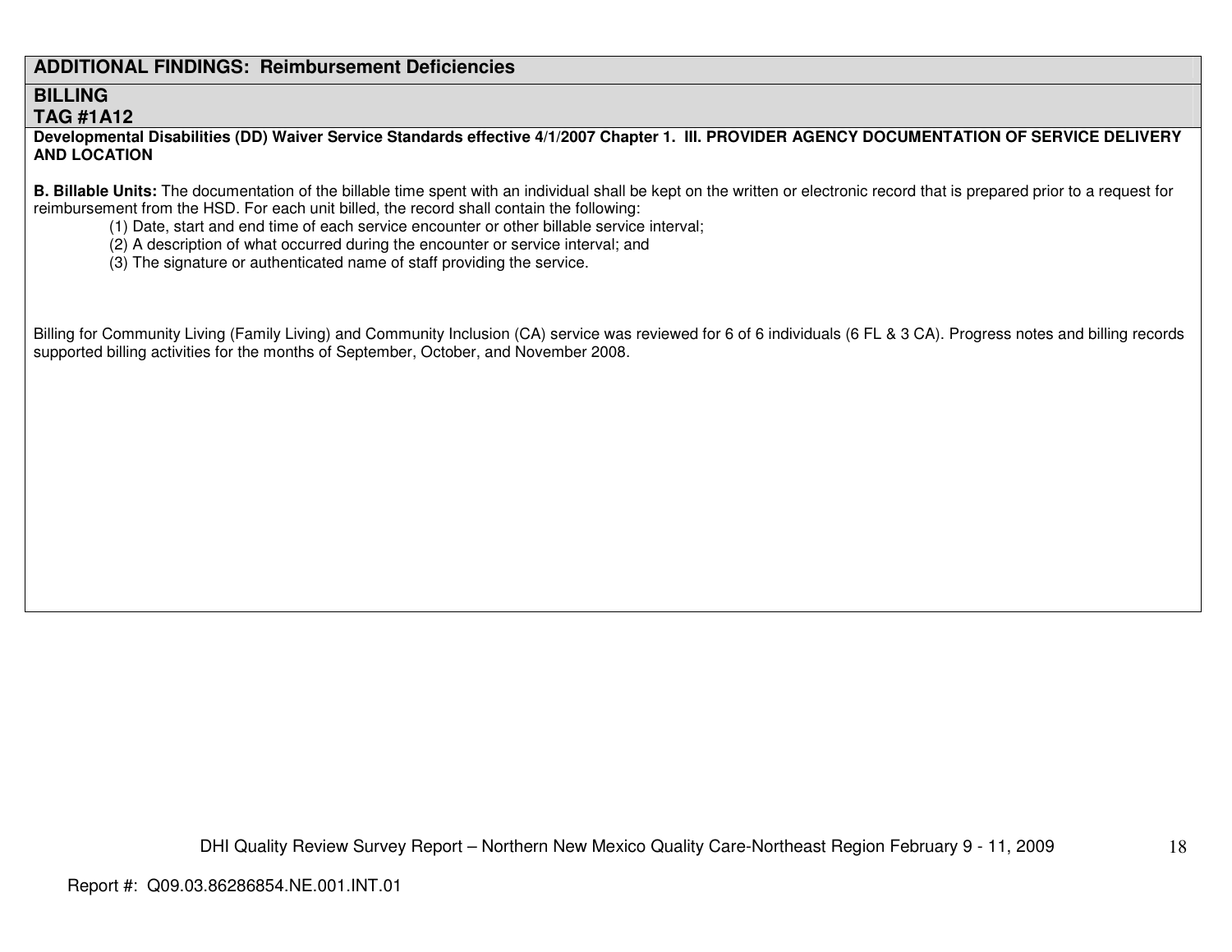## ADDITIONAL FINDINGS: Reimbursement Deficiencies

### BILLING
### TAG #1A12

**Developmental Disabilities (DD) Waiver Service Standards effective 4/1/2007 Chapter 1. III. PROVIDER AGENCY DOCUMENTATION OF SERVICE DELIVERY AND LOCATION**

**B. Billable Units:** The documentation of the billable time spent with an individual shall be kept on the written or electronic record that is prepared prior to a request for reimbursement from the HSD. For each unit billed, the record shall contain the following:

(1) Date, start and end time of each service encounter or other billable service interval;
(2) A description of what occurred during the encounter or service interval; and
(3) The signature or authenticated name of staff providing the service.

Billing for Community Living (Family Living) and Community Inclusion (CA) service was reviewed for 6 of 6 individuals (6 FL & 3 CA). Progress notes and billing records supported billing activities for the months of September, October, and November 2008.

Report #: Q09.03.86286854.NE.001.INT.01